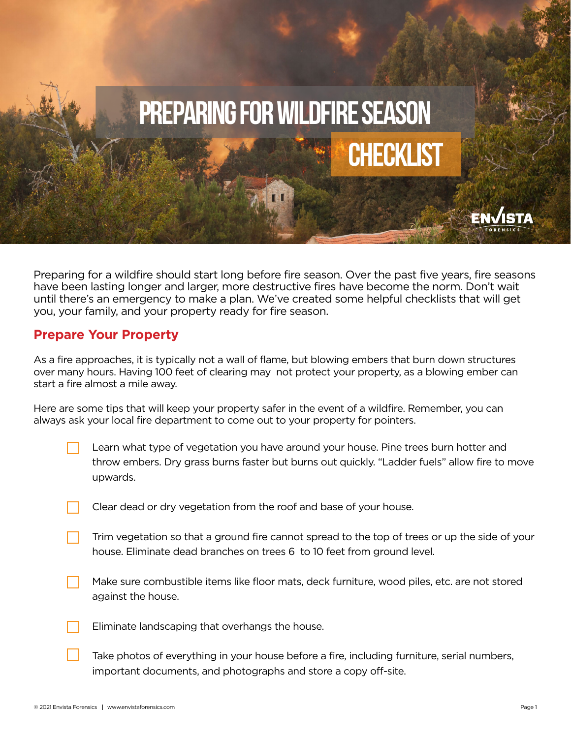# PREPARING FOR WILDFIRE SEASON CHECKLIST

ENVISTA FORENSICS

Preparing for a wildfire should start long before fire season. Over the past five years, fire seasons have been lasting longer and larger, more destructive fires have become the norm. Don't wait until there's an emergency to make a plan. We've created some helpful checklists that will get you, your family, and your property ready for fire season.

## Prepare Your Property

As a fire approaches, it is typically not a wall of flame, but blowing embers that burn down structures over many hours. Having 100 feet of clearing may not protect your property, as a blowing ember can start a fire almost a mile away.

Here are some tips that will keep your property safer in the event of a wildfire. Remember, you can always ask your local fire department to come out to your property for pointers.

- [ ] Learn what type of vegetation you have around your house. Pine trees burn hotter and throw embers. Dry grass burns faster but burns out quickly. "Ladder fuels" allow fire to move upwards.
- [ ] Clear dead or dry vegetation from the roof and base of your house.
- [ ] Trim vegetation so that a ground fire cannot spread to the top of trees or up the side of your house. Eliminate dead branches on trees 6 to 10 feet from ground level.
- [ ] Make sure combustible items like floor mats, deck furniture, wood piles, etc. are not stored against the house.
- [ ] Eliminate landscaping that overhangs the house.
- [ ] Take photos of everything in your house before a fire, including furniture, serial numbers, important documents, and photographs and store a copy off-site.

© 2021 Envista Forensics | www.envistaforensics.com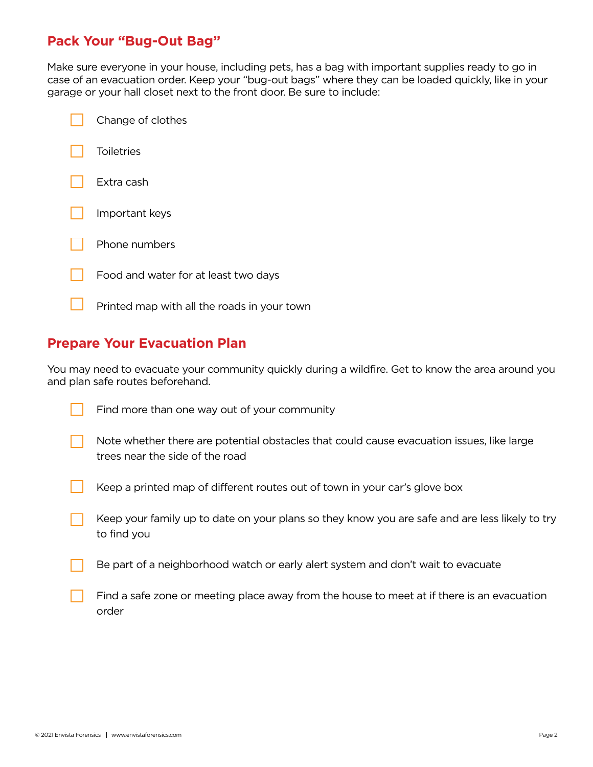## Pack Your "Bug-Out Bag"

Make sure everyone in your house, including pets, has a bag with important supplies ready to go in case of an evacuation order. Keep your "bug-out bags" where they can be loaded quickly, like in your garage or your hall closet next to the front door. Be sure to include:

- [ ] Change of clothes
- [ ] Toiletries
- [ ] Extra cash
- [ ] Important keys
- [ ] Phone numbers
- [ ] Food and water for at least two days
- [ ] Printed map with all the roads in your town

## Prepare Your Evacuation Plan

You may need to evacuate your community quickly during a wildfire. Get to know the area around you and plan safe routes beforehand.

- [ ] Find more than one way out of your community
- [ ] Note whether there are potential obstacles that could cause evacuation issues, like large trees near the side of the road
- [ ] Keep a printed map of different routes out of town in your car's glove box
- [ ] Keep your family up to date on your plans so they know you are safe and are less likely to try to find you
- [ ] Be part of a neighborhood watch or early alert system and don't wait to evacuate
- [ ] Find a safe zone or meeting place away from the house to meet at if there is an evacuation order

© 2021 Envista Forensics | www.envistaforensics.com